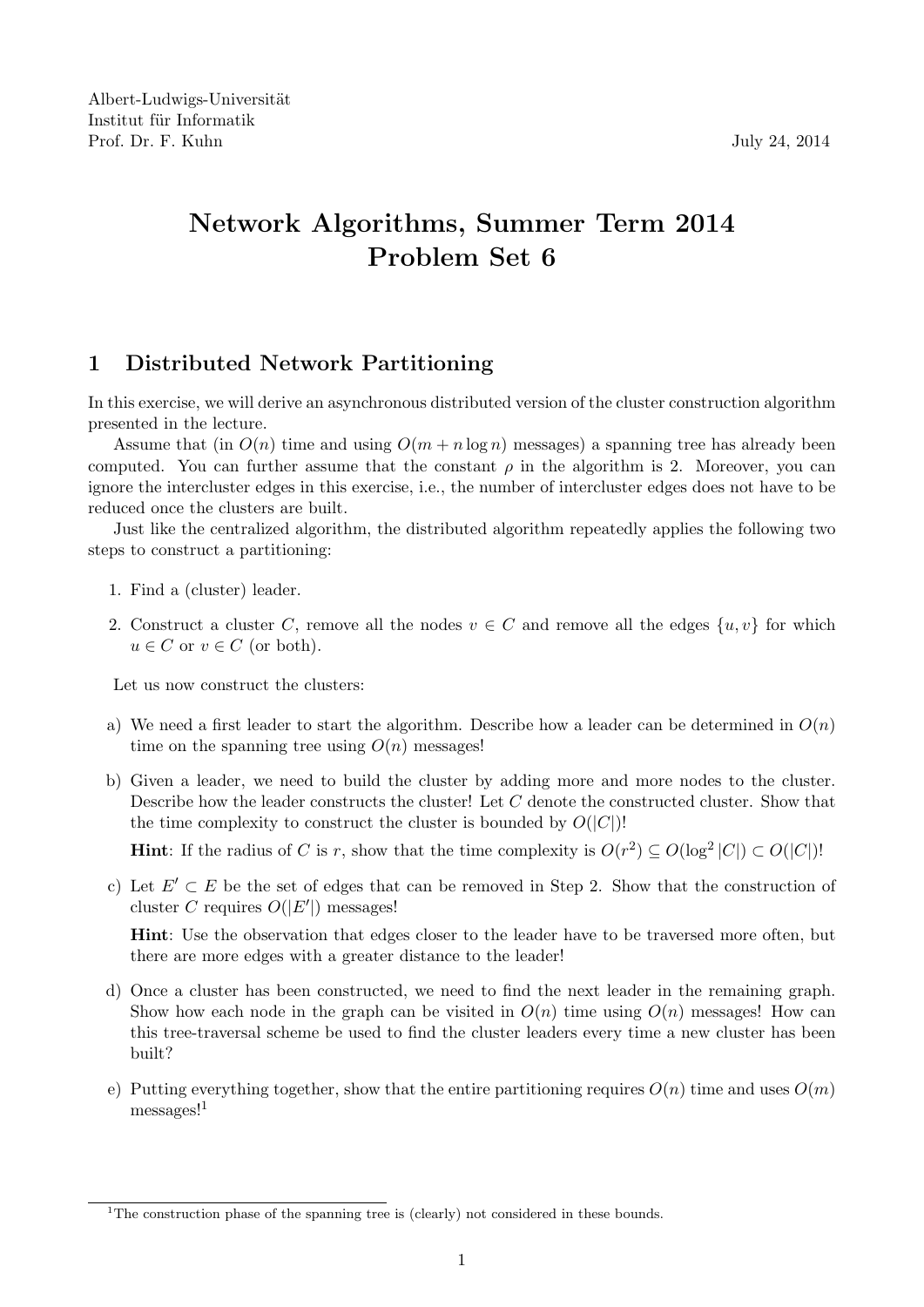Albert-Ludwigs-Universität
Institut für Informatik
Prof. Dr. F. Kuhn

July 24, 2014

# Network Algorithms, Summer Term 2014
# Problem Set 6

## 1 Distributed Network Partitioning

In this exercise, we will derive an asynchronous distributed version of the cluster construction algorithm presented in the lecture.

Assume that (in $O(n)$ time and using $O(m + n \log n)$ messages) a spanning tree has already been computed. You can further assume that the constant $\rho$ in the algorithm is 2. Moreover, you can ignore the intercluster edges in this exercise, i.e., the number of intercluster edges does not have to be reduced once the clusters are built.

Just like the centralized algorithm, the distributed algorithm repeatedly applies the following two steps to construct a partitioning:

1. Find a (cluster) leader.
2. Construct a cluster $C$, remove all the nodes $v \in C$ and remove all the edges $\{u, v\}$ for which $u \in C$ or $v \in C$ (or both).

Let us now construct the clusters:

a) We need a first leader to start the algorithm. Describe how a leader can be determined in $O(n)$ time on the spanning tree using $O(n)$ messages!

b) Given a leader, we need to build the cluster by adding more and more nodes to the cluster. Describe how the leader constructs the cluster! Let $C$ denote the constructed cluster. Show that the time complexity to construct the cluster is bounded by $O(|C|)$!

   **Hint**: If the radius of $C$ is $r$, show that the time complexity is $O(r^2) \subseteq O(\log^2 |C|) \subset O(|C|)$!

c) Let $E' \subset E$ be the set of edges that can be removed in Step 2. Show that the construction of cluster $C$ requires $O(|E'|)$ messages!

   **Hint**: Use the observation that edges closer to the leader have to be traversed more often, but there are more edges with a greater distance to the leader!

d) Once a cluster has been constructed, we need to find the next leader in the remaining graph. Show how each node in the graph can be visited in $O(n)$ time using $O(n)$ messages! How can this tree-traversal scheme be used to find the cluster leaders every time a new cluster has been built?

e) Putting everything together, show that the entire partitioning requires $O(n)$ time and uses $O(m)$ messages![1]

[1] The construction phase of the spanning tree is (clearly) not considered in these bounds.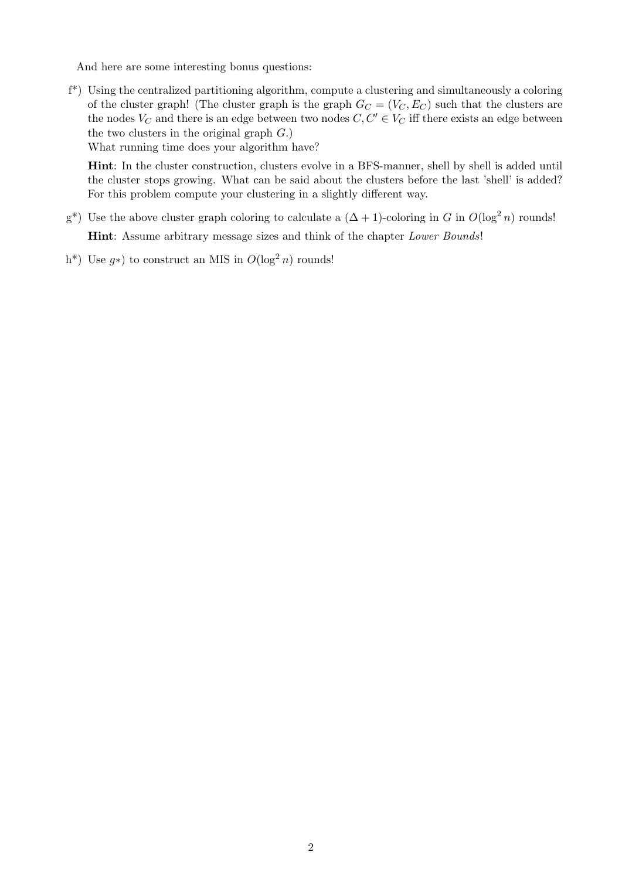And here are some interesting bonus questions:

f*) Using the centralized partitioning algorithm, compute a clustering and simultaneously a coloring of the cluster graph! (The cluster graph is the graph $G_C = (V_C, E_C)$ such that the clusters are the nodes $V_C$ and there is an edge between two nodes $C, C' \in V_C$ iff there exists an edge between the two clusters in the original graph $G$.)
What running time does your algorithm have?

**Hint**: In the cluster construction, clusters evolve in a BFS-manner, shell by shell is added until the cluster stops growing. What can be said about the clusters before the last 'shell' is added? For this problem compute your clustering in a slightly different way.

g*) Use the above cluster graph coloring to calculate a $(\Delta + 1)$-coloring in $G$ in $O(\log^2 n)$ rounds!

**Hint**: Assume arbitrary message sizes and think of the chapter *Lower Bounds*!

h*) Use $g*$) to construct an MIS in $O(\log^2 n)$ rounds!